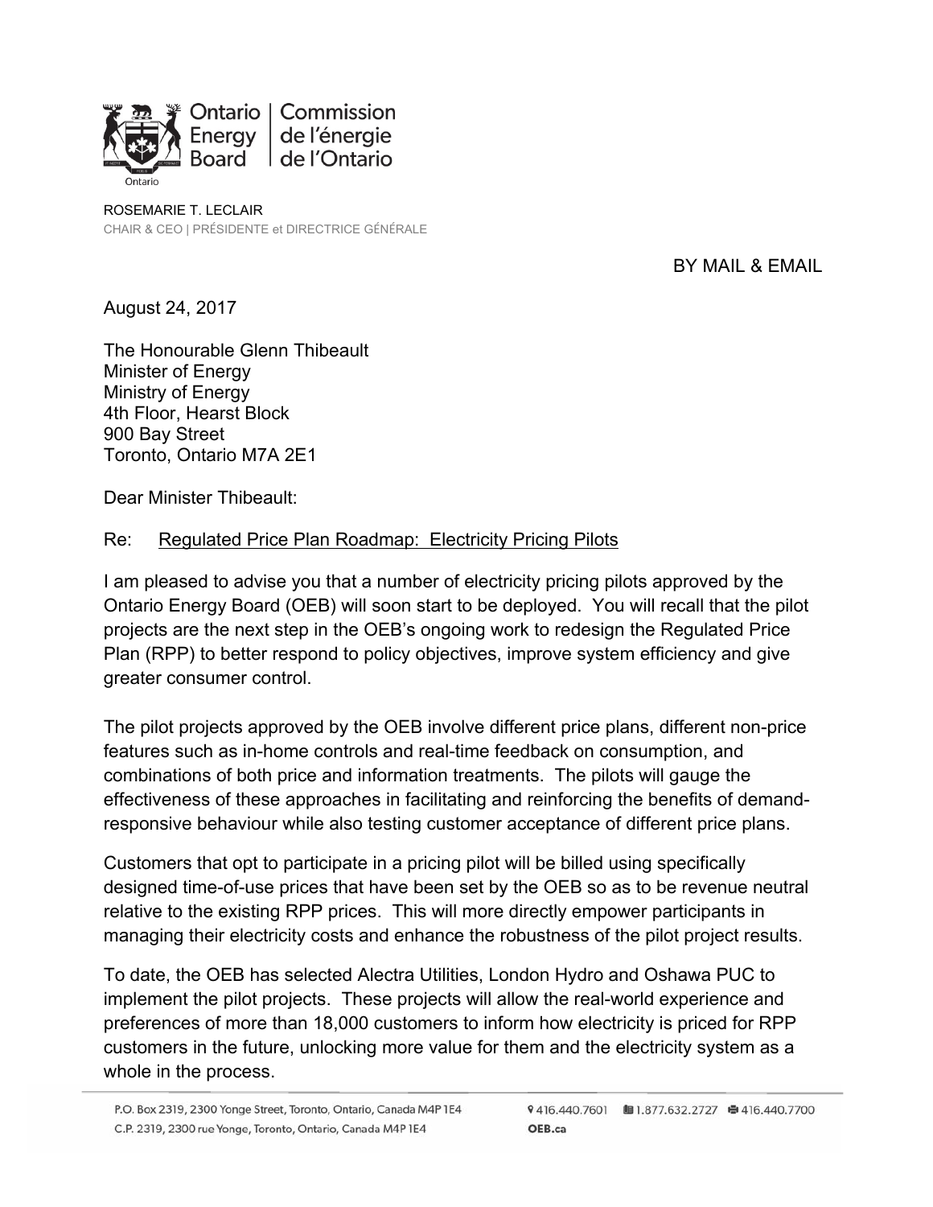Ontario Energy Board | Commission de l'énergie de l'Ontario

ROSEMARIE T. LECLAIR
CHAIR & CEO | PRÉSIDENTE et DIRECTRICE GÉNÉRALE

BY MAIL & EMAIL

August 24, 2017

The Honourable Glenn Thibeault
Minister of Energy
Ministry of Energy
4th Floor, Hearst Block
900 Bay Street
Toronto, Ontario M7A 2E1

Dear Minister Thibeault:

Re: Regulated Price Plan Roadmap: Electricity Pricing Pilots

I am pleased to advise you that a number of electricity pricing pilots approved by the Ontario Energy Board (OEB) will soon start to be deployed. You will recall that the pilot projects are the next step in the OEB's ongoing work to redesign the Regulated Price Plan (RPP) to better respond to policy objectives, improve system efficiency and give greater consumer control.

The pilot projects approved by the OEB involve different price plans, different non-price features such as in-home controls and real-time feedback on consumption, and combinations of both price and information treatments. The pilots will gauge the effectiveness of these approaches in facilitating and reinforcing the benefits of demand-responsive behaviour while also testing customer acceptance of different price plans.

Customers that opt to participate in a pricing pilot will be billed using specifically designed time-of-use prices that have been set by the OEB so as to be revenue neutral relative to the existing RPP prices. This will more directly empower participants in managing their electricity costs and enhance the robustness of the pilot project results.

To date, the OEB has selected Alectra Utilities, London Hydro and Oshawa PUC to implement the pilot projects. These projects will allow the real-world experience and preferences of more than 18,000 customers to inform how electricity is priced for RPP customers in the future, unlocking more value for them and the electricity system as a whole in the process.

P.O. Box 2319, 2300 Yonge Street, Toronto, Ontario, Canada M4P 1E4
C.P. 2319, 2300 rue Yonge, Toronto, Ontario, Canada M4P 1E4

416.440.7601 1.877.632.2727 416.440.7700
OEB.ca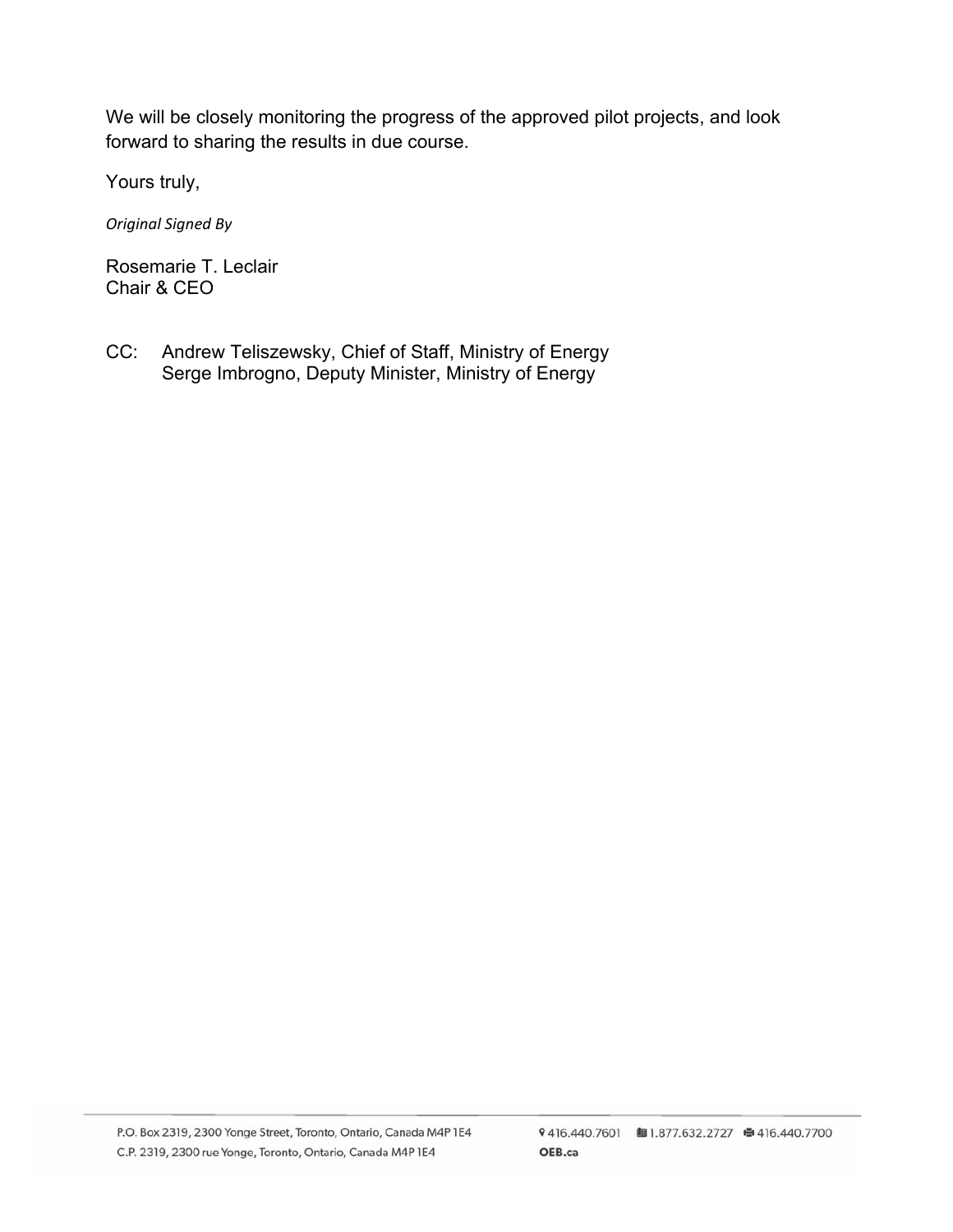We will be closely monitoring the progress of the approved pilot projects, and look forward to sharing the results in due course.

Yours truly,

*Original Signed By*

Rosemarie T. Leclair
Chair & CEO

CC: Andrew Teliszewsky, Chief of Staff, Ministry of Energy
Serge Imbrogno, Deputy Minister, Ministry of Energy